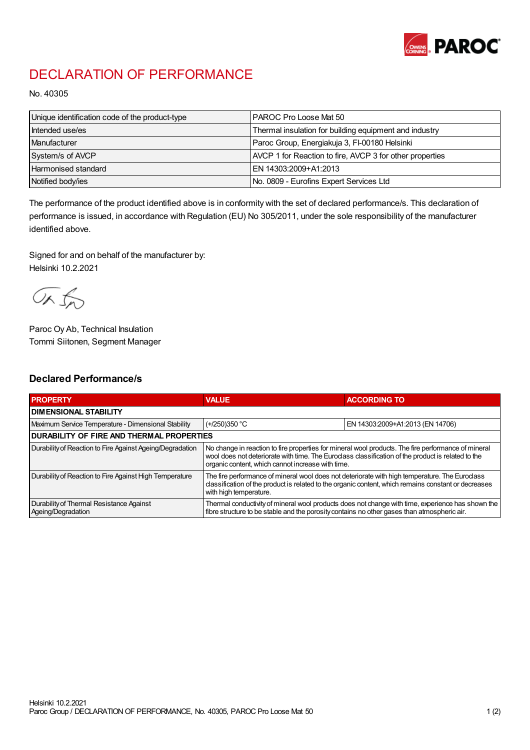# DECLARATION OF PERFORMANCE

No. 40305

| Unique identification code of the product-type | PAROC Pro Loose Mat 50 |
|---|---|
| Intended use/es | Thermal insulation for building equipment and industry |
| Manufacturer | Paroc Group, Energiakuja 3, FI-00180 Helsinki |
| System/s of AVCP | AVCP 1 for Reaction to fire, AVCP 3 for other properties |
| Harmonised standard | EN 14303:2009+A1:2013 |
| Notified body/ies | No. 0809 - Eurofins Expert Services Ltd |

The performance of the product identified above is in conformity with the set of declared performance/s. This declaration of performance is issued, in accordance with Regulation (EU) No 305/2011, under the sole responsibility of the manufacturer identified above.

Signed for and on behalf of the manufacturer by:
Helsinki 10.2.2021

Paroc Oy Ab, Technical Insulation
Tommi Siitonen, Segment Manager

## Declared Performance/s

| PROPERTY | VALUE | ACCORDING TO |
|---|---|---|
| **DIMENSIONAL STABILITY** | | |
| Maximum Service Temperature - Dimensional Stability | (+/250)350 °C | EN 14303:2009+A1:2013 (EN 14706) |
| **DURABILITY OF FIRE AND THERMAL PROPERTIES** | | |
| Durability of Reaction to Fire Against Ageing/Degradation | No change in reaction to fire properties for mineral wool products. The fire performance of mineral wool does not deteriorate with time. The Euroclass classification of the product is related to the organic content, which cannot increase with time. | |
| Durability of Reaction to Fire Against High Temperature | The fire performance of mineral wool does not deteriorate with high temperature. The Euroclass classification of the product is related to the organic content, which remains constant or decreases with high temperature. | |
| Durability of Thermal Resistance Against Ageing/Degradation | Thermal conductivity of mineral wool products does not change with time, experience has shown the fibre structure to be stable and the porosity contains no other gases than atmospheric air. | |

Helsinki 10.2.2021
Paroc Group / DECLARATION OF PERFORMANCE, No. 40305, PAROC Pro Loose Mat 50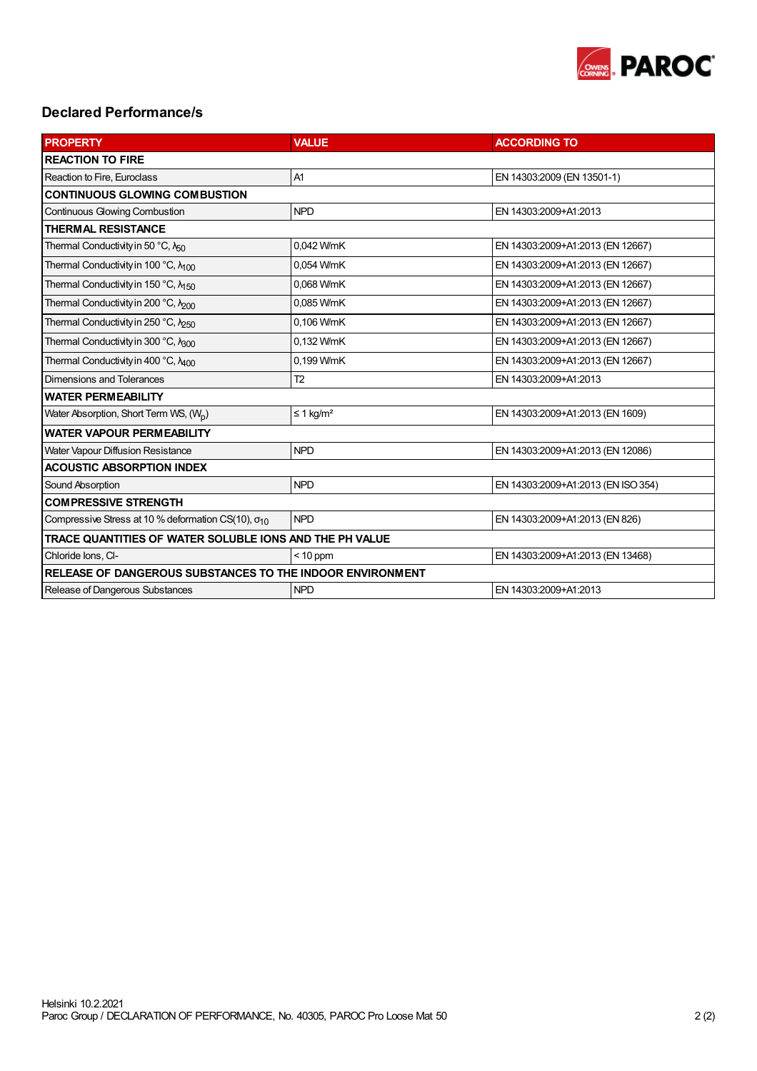## Declared Performance/s

| PROPERTY | VALUE | ACCORDING TO |
|---|---|---|
| **REACTION TO FIRE** | | |
| Reaction to Fire, Euroclass | A1 | EN 14303:2009 (EN 13501-1) |
| **CONTINUOUS GLOWING COMBUSTION** | | |
| Continuous Glowing Combustion | NPD | EN 14303:2009+A1:2013 |
| **THERMAL RESISTANCE** | | |
| Thermal Conductivity in 50 °C, $\lambda_{50}$ | 0,042 W/mK | EN 14303:2009+A1:2013 (EN 12667) |
| Thermal Conductivity in 100 °C, $\lambda_{100}$ | 0,054 W/mK | EN 14303:2009+A1:2013 (EN 12667) |
| Thermal Conductivity in 150 °C, $\lambda_{150}$ | 0,068 W/mK | EN 14303:2009+A1:2013 (EN 12667) |
| Thermal Conductivity in 200 °C, $\lambda_{200}$ | 0,085 W/mK | EN 14303:2009+A1:2013 (EN 12667) |
| Thermal Conductivity in 250 °C, $\lambda_{250}$ | 0,106 W/mK | EN 14303:2009+A1:2013 (EN 12667) |
| Thermal Conductivity in 300 °C, $\lambda_{300}$ | 0,132 W/mK | EN 14303:2009+A1:2013 (EN 12667) |
| Thermal Conductivity in 400 °C, $\lambda_{400}$ | 0,199 W/mK | EN 14303:2009+A1:2013 (EN 12667) |
| Dimensions and Tolerances | T2 | EN 14303:2009+A1:2013 |
| **WATER PERMEABILITY** | | |
| Water Absorption, Short Term WS, ($W_p$) | ≤ 1 kg/m² | EN 14303:2009+A1:2013 (EN 1609) |
| **WATER VAPOUR PERMEABILITY** | | |
| Water Vapour Diffusion Resistance | NPD | EN 14303:2009+A1:2013 (EN 12086) |
| **ACOUSTIC ABSORPTION INDEX** | | |
| Sound Absorption | NPD | EN 14303:2009+A1:2013 (EN ISO 354) |
| **COMPRESSIVE STRENGTH** | | |
| Compressive Stress at 10 % deformation CS(10), $\sigma_{10}$ | NPD | EN 14303:2009+A1:2013 (EN 826) |
| **TRACE QUANTITIES OF WATER SOLUBLE IONS AND THE PH VALUE** | | |
| Chloride Ions, Cl- | < 10 ppm | EN 14303:2009+A1:2013 (EN 13468) |
| **RELEASE OF DANGEROUS SUBSTANCES TO THE INDOOR ENVIRONMENT** | | |
| Release of Dangerous Substances | NPD | EN 14303:2009+A1:2013 |

Helsinki 10.2.2021
Paroc Group / DECLARATION OF PERFORMANCE, No. 40305, PAROC Pro Loose Mat 50